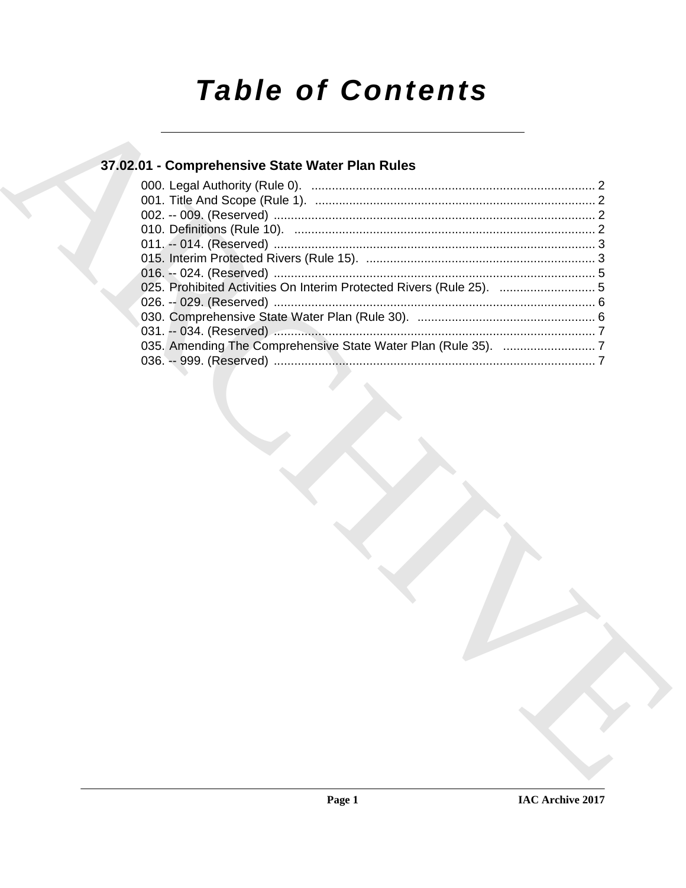# Table of Contents

## 37.02.01 - Comprehensive State Water Plan Rules

000. Legal Authority (Rule 0). ... 2
001. Title And Scope (Rule 1). ... 2
002. -- 009. (Reserved) ... 2
010. Definitions (Rule 10). ... 2
011. -- 014. (Reserved) ... 3
015. Interim Protected Rivers (Rule 15). ... 3
016. -- 024. (Reserved) ... 5
025. Prohibited Activities On Interim Protected Rivers (Rule 25). ... 5
026. -- 029. (Reserved) ... 6
030. Comprehensive State Water Plan (Rule 30). ... 6
031. -- 034. (Reserved) ... 7
035. Amending The Comprehensive State Water Plan (Rule 35). ... 7
036. -- 999. (Reserved) ... 7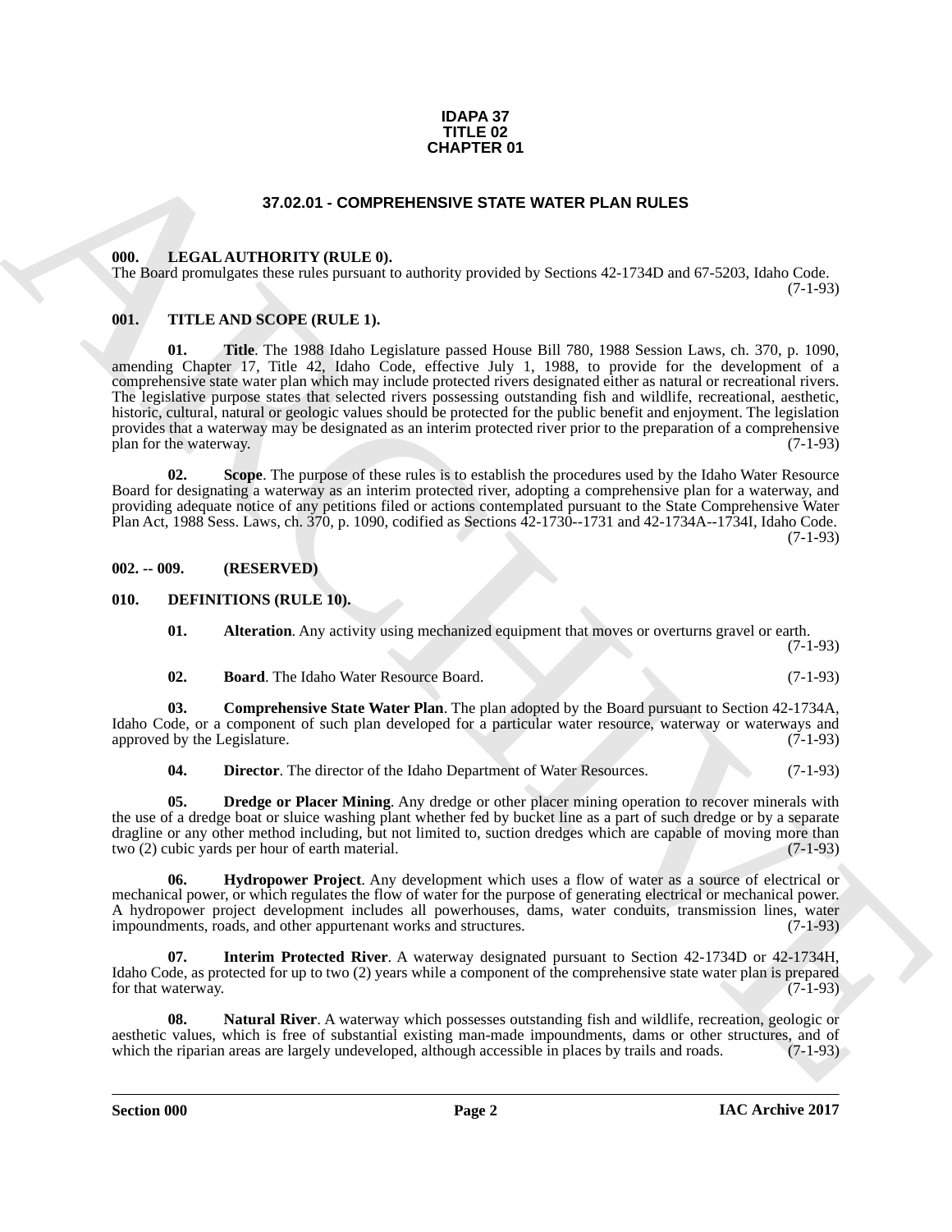**IDAPA 37**
**TITLE 02**
**CHAPTER 01**

## 37.02.01 - COMPREHENSIVE STATE WATER PLAN RULES

### 000. LEGAL AUTHORITY (RULE 0).

The Board promulgates these rules pursuant to authority provided by Sections 42-1734D and 67-5203, Idaho Code. (7-1-93)

### 001. TITLE AND SCOPE (RULE 1).

**01. Title**. The 1988 Idaho Legislature passed House Bill 780, 1988 Session Laws, ch. 370, p. 1090, amending Chapter 17, Title 42, Idaho Code, effective July 1, 1988, to provide for the development of a comprehensive state water plan which may include protected rivers designated either as natural or recreational rivers. The legislative purpose states that selected rivers possessing outstanding fish and wildlife, recreational, aesthetic, historic, cultural, natural or geologic values should be protected for the public benefit and enjoyment. The legislation provides that a waterway may be designated as an interim protected river prior to the preparation of a comprehensive plan for the waterway. (7-1-93)

**02. Scope**. The purpose of these rules is to establish the procedures used by the Idaho Water Resource Board for designating a waterway as an interim protected river, adopting a comprehensive plan for a waterway, and providing adequate notice of any petitions filed or actions contemplated pursuant to the State Comprehensive Water Plan Act, 1988 Sess. Laws, ch. 370, p. 1090, codified as Sections 42-1730--1731 and 42-1734A--1734I, Idaho Code. (7-1-93)

### 002. -- 009. (RESERVED)

### 010. DEFINITIONS (RULE 10).

**01. Alteration**. Any activity using mechanized equipment that moves or overturns gravel or earth. (7-1-93)

**02. Board**. The Idaho Water Resource Board. (7-1-93)

**03. Comprehensive State Water Plan**. The plan adopted by the Board pursuant to Section 42-1734A, Idaho Code, or a component of such plan developed for a particular water resource, waterway or waterways and approved by the Legislature. (7-1-93)

**04. Director**. The director of the Idaho Department of Water Resources. (7-1-93)

**05. Dredge or Placer Mining**. Any dredge or other placer mining operation to recover minerals with the use of a dredge boat or sluice washing plant whether fed by bucket line as a part of such dredge or by a separate dragline or any other method including, but not limited to, suction dredges which are capable of moving more than two (2) cubic yards per hour of earth material. (7-1-93)

**06. Hydropower Project**. Any development which uses a flow of water as a source of electrical or mechanical power, or which regulates the flow of water for the purpose of generating electrical or mechanical power. A hydropower project development includes all powerhouses, dams, water conduits, transmission lines, water impoundments, roads, and other appurtenant works and structures. (7-1-93)

**07. Interim Protected River**. A waterway designated pursuant to Section 42-1734D or 42-1734H, Idaho Code, as protected for up to two (2) years while a component of the comprehensive state water plan is prepared for that waterway. (7-1-93)

**08. Natural River**. A waterway which possesses outstanding fish and wildlife, recreation, geologic or aesthetic values, which is free of substantial existing man-made impoundments, dams or other structures, and of which the riparian areas are largely undeveloped, although accessible in places by trails and roads. (7-1-93)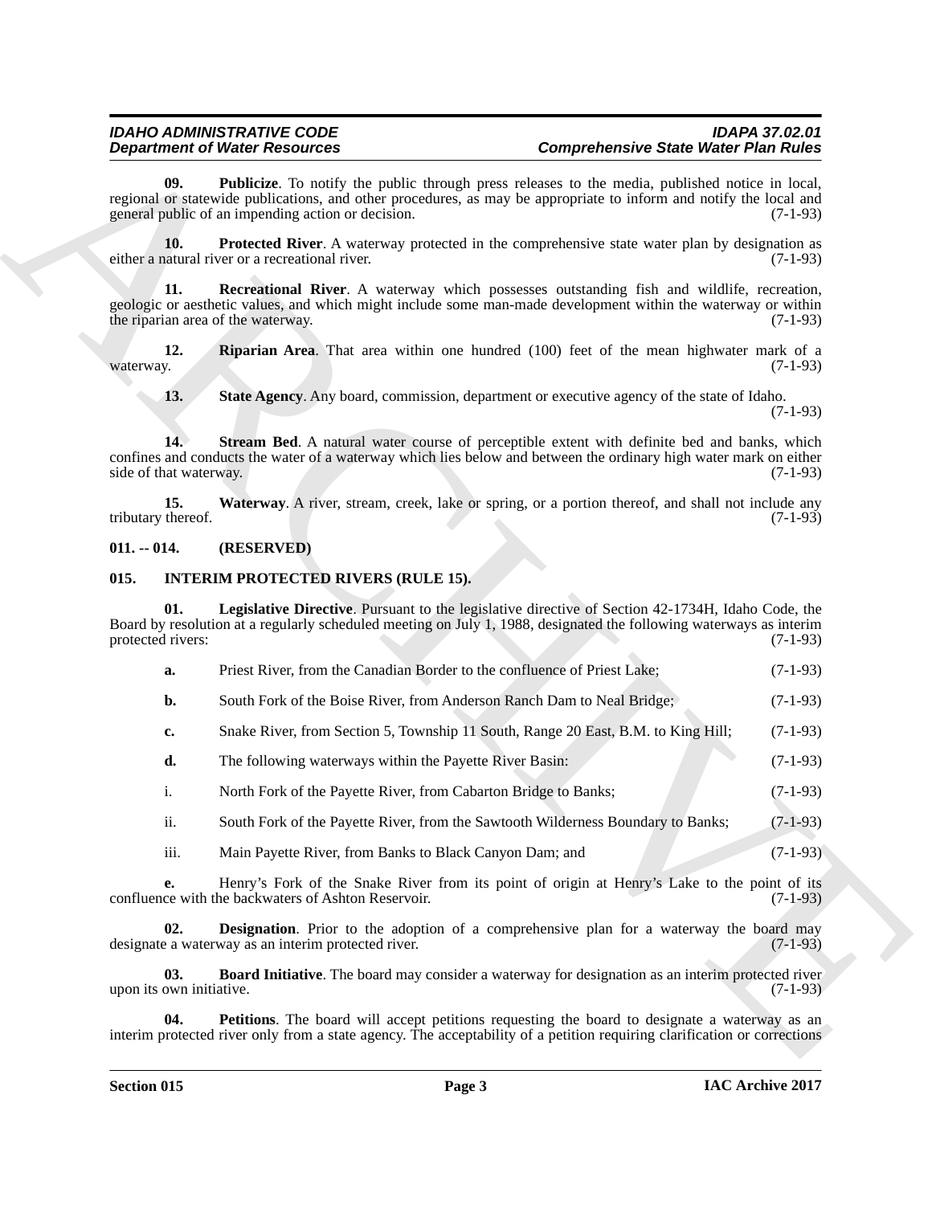**09. Publicize**. To notify the public through press releases to the media, published notice in local, regional or statewide publications, and other procedures, as may be appropriate to inform and notify the local and general public of an impending action or decision. (7-1-93)

**10. Protected River**. A waterway protected in the comprehensive state water plan by designation as either a natural river or a recreational river. (7-1-93)

**11. Recreational River**. A waterway which possesses outstanding fish and wildlife, recreation, geologic or aesthetic values, and which might include some man-made development within the waterway or within the riparian area of the waterway. (7-1-93)

**12. Riparian Area**. That area within one hundred (100) feet of the mean highwater mark of a waterway. (7-1-93)

**13. State Agency**. Any board, commission, department or executive agency of the state of Idaho. (7-1-93)

**14. Stream Bed**. A natural water course of perceptible extent with definite bed and banks, which confines and conducts the water of a waterway which lies below and between the ordinary high water mark on either side of that waterway. (7-1-93)

**15. Waterway**. A river, stream, creek, lake or spring, or a portion thereof, and shall not include any tributary thereof. (7-1-93)

## 011. -- 014. (RESERVED)

## 015. INTERIM PROTECTED RIVERS (RULE 15).

**01. Legislative Directive**. Pursuant to the legislative directive of Section 42-1734H, Idaho Code, the Board by resolution at a regularly scheduled meeting on July 1, 1988, designated the following waterways as interim protected rivers: (7-1-93)

**a.** Priest River, from the Canadian Border to the confluence of Priest Lake; (7-1-93)

**b.** South Fork of the Boise River, from Anderson Ranch Dam to Neal Bridge; (7-1-93)

**c.** Snake River, from Section 5, Township 11 South, Range 20 East, B.M. to King Hill; (7-1-93)

**d.** The following waterways within the Payette River Basin: (7-1-93)

i. North Fork of the Payette River, from Cabarton Bridge to Banks; (7-1-93)

ii. South Fork of the Payette River, from the Sawtooth Wilderness Boundary to Banks; (7-1-93)

iii. Main Payette River, from Banks to Black Canyon Dam; and (7-1-93)

**e.** Henry's Fork of the Snake River from its point of origin at Henry's Lake to the point of its confluence with the backwaters of Ashton Reservoir. (7-1-93)

**02. Designation**. Prior to the adoption of a comprehensive plan for a waterway the board may designate a waterway as an interim protected river. (7-1-93)

**03. Board Initiative**. The board may consider a waterway for designation as an interim protected river upon its own initiative. (7-1-93)

**04. Petitions**. The board will accept petitions requesting the board to designate a waterway as an interim protected river only from a state agency. The acceptability of a petition requiring clarification or corrections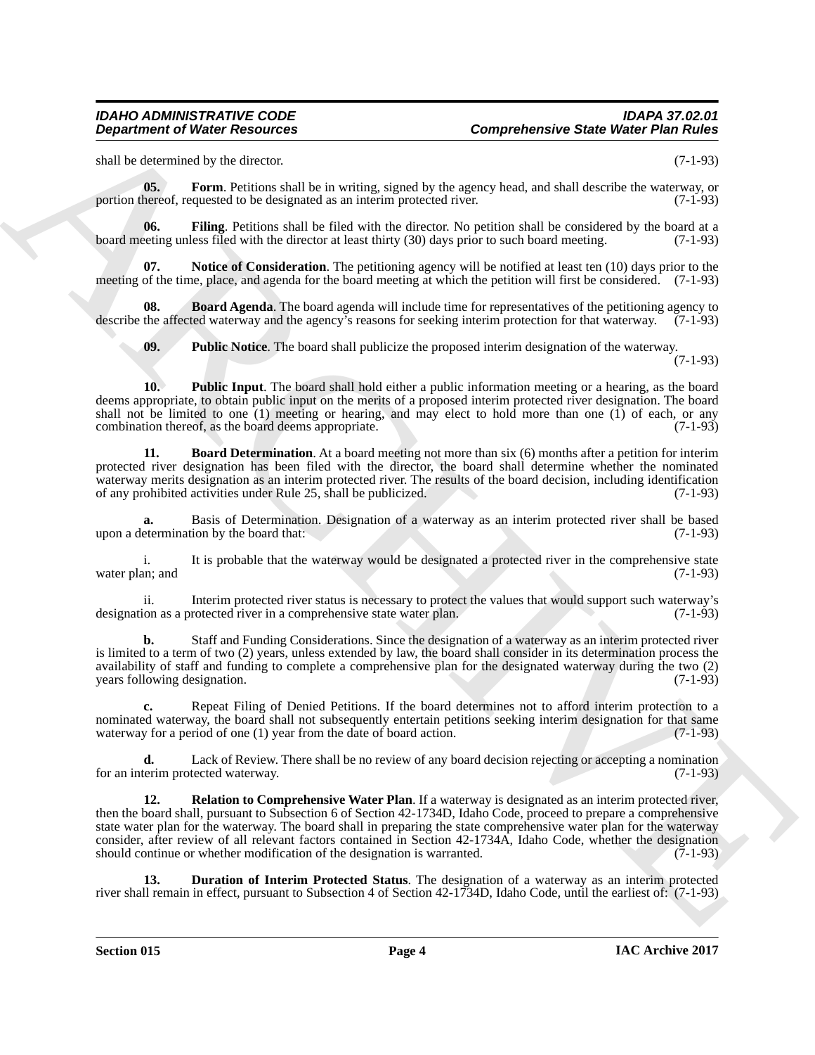shall be determined by the director. (7-1-93)

**05. Form**. Petitions shall be in writing, signed by the agency head, and shall describe the waterway, or portion thereof, requested to be designated as an interim protected river. (7-1-93)

**06. Filing**. Petitions shall be filed with the director. No petition shall be considered by the board at a board meeting unless filed with the director at least thirty (30) days prior to such board meeting. (7-1-93)

**07. Notice of Consideration**. The petitioning agency will be notified at least ten (10) days prior to the meeting of the time, place, and agenda for the board meeting at which the petition will first be considered. (7-1-93)

**08. Board Agenda**. The board agenda will include time for representatives of the petitioning agency to describe the affected waterway and the agency's reasons for seeking interim protection for that waterway. (7-1-93)

**09. Public Notice**. The board shall publicize the proposed interim designation of the waterway. (7-1-93)

**10. Public Input**. The board shall hold either a public information meeting or a hearing, as the board deems appropriate, to obtain public input on the merits of a proposed interim protected river designation. The board shall not be limited to one (1) meeting or hearing, and may elect to hold more than one (1) of each, or any combination thereof, as the board deems appropriate. (7-1-93)

**11. Board Determination**. At a board meeting not more than six (6) months after a petition for interim protected river designation has been filed with the director, the board shall determine whether the nominated waterway merits designation as an interim protected river. The results of the board decision, including identification of any prohibited activities under Rule 25, shall be publicized. (7-1-93)

**a.** Basis of Determination. Designation of a waterway as an interim protected river shall be based upon a determination by the board that: (7-1-93)

i. It is probable that the waterway would be designated a protected river in the comprehensive state water plan; and (7-1-93)

ii. Interim protected river status is necessary to protect the values that would support such waterway's designation as a protected river in a comprehensive state water plan. (7-1-93)

**b.** Staff and Funding Considerations. Since the designation of a waterway as an interim protected river is limited to a term of two (2) years, unless extended by law, the board shall consider in its determination process the availability of staff and funding to complete a comprehensive plan for the designated waterway during the two (2) years following designation. (7-1-93)

**c.** Repeat Filing of Denied Petitions. If the board determines not to afford interim protection to a nominated waterway, the board shall not subsequently entertain petitions seeking interim designation for that same waterway for a period of one (1) year from the date of board action. (7-1-93)

**d.** Lack of Review. There shall be no review of any board decision rejecting or accepting a nomination for an interim protected waterway. (7-1-93)

**12. Relation to Comprehensive Water Plan**. If a waterway is designated as an interim protected river, then the board shall, pursuant to Subsection 6 of Section 42-1734D, Idaho Code, proceed to prepare a comprehensive state water plan for the waterway. The board shall in preparing the state comprehensive water plan for the waterway consider, after review of all relevant factors contained in Section 42-1734A, Idaho Code, whether the designation should continue or whether modification of the designation is warranted. (7-1-93)

**13. Duration of Interim Protected Status**. The designation of a waterway as an interim protected river shall remain in effect, pursuant to Subsection 4 of Section 42-1734D, Idaho Code, until the earliest of: (7-1-93)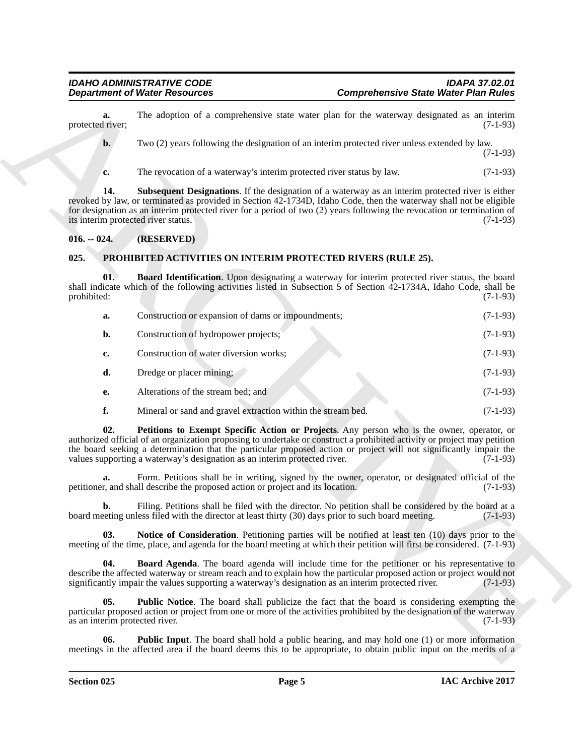**a.** The adoption of a comprehensive state water plan for the waterway designated as an interim protected river; (7-1-93)

**b.** Two (2) years following the designation of an interim protected river unless extended by law. (7-1-93)

**c.** The revocation of a waterway's interim protected river status by law. (7-1-93)

**14. Subsequent Designations**. If the designation of a waterway as an interim protected river is either revoked by law, or terminated as provided in Section 42-1734D, Idaho Code, then the waterway shall not be eligible for designation as an interim protected river for a period of two (2) years following the revocation or termination of its interim protected river status. (7-1-93)

## 016. -- 024. (RESERVED)

## 025. PROHIBITED ACTIVITIES ON INTERIM PROTECTED RIVERS (RULE 25).

**01. Board Identification**. Upon designating a waterway for interim protected river status, the board shall indicate which of the following activities listed in Subsection 5 of Section 42-1734A, Idaho Code, shall be prohibited: (7-1-93)

**a.** Construction or expansion of dams or impoundments; (7-1-93)

**b.** Construction of hydropower projects; (7-1-93)

**c.** Construction of water diversion works; (7-1-93)

**d.** Dredge or placer mining; (7-1-93)

**e.** Alterations of the stream bed; and (7-1-93)

**f.** Mineral or sand and gravel extraction within the stream bed. (7-1-93)

**02. Petitions to Exempt Specific Action or Projects**. Any person who is the owner, operator, or authorized official of an organization proposing to undertake or construct a prohibited activity or project may petition the board seeking a determination that the particular proposed action or project will not significantly impair the values supporting a waterway's designation as an interim protected river. (7-1-93)

**a.** Form. Petitions shall be in writing, signed by the owner, operator, or designated official of the petitioner, and shall describe the proposed action or project and its location. (7-1-93)

**b.** Filing. Petitions shall be filed with the director. No petition shall be considered by the board at a board meeting unless filed with the director at least thirty (30) days prior to such board meeting. (7-1-93)

**03. Notice of Consideration**. Petitioning parties will be notified at least ten (10) days prior to the meeting of the time, place, and agenda for the board meeting at which their petition will first be considered. (7-1-93)

**04. Board Agenda**. The board agenda will include time for the petitioner or his representative to describe the affected waterway or stream reach and to explain how the particular proposed action or project would not significantly impair the values supporting a waterway's designation as an interim protected river. (7-1-93)

**05. Public Notice**. The board shall publicize the fact that the board is considering exempting the particular proposed action or project from one or more of the activities prohibited by the designation of the waterway as an interim protected river. (7-1-93)

**06. Public Input**. The board shall hold a public hearing, and may hold one (1) or more information meetings in the affected area if the board deems this to be appropriate, to obtain public input on the merits of a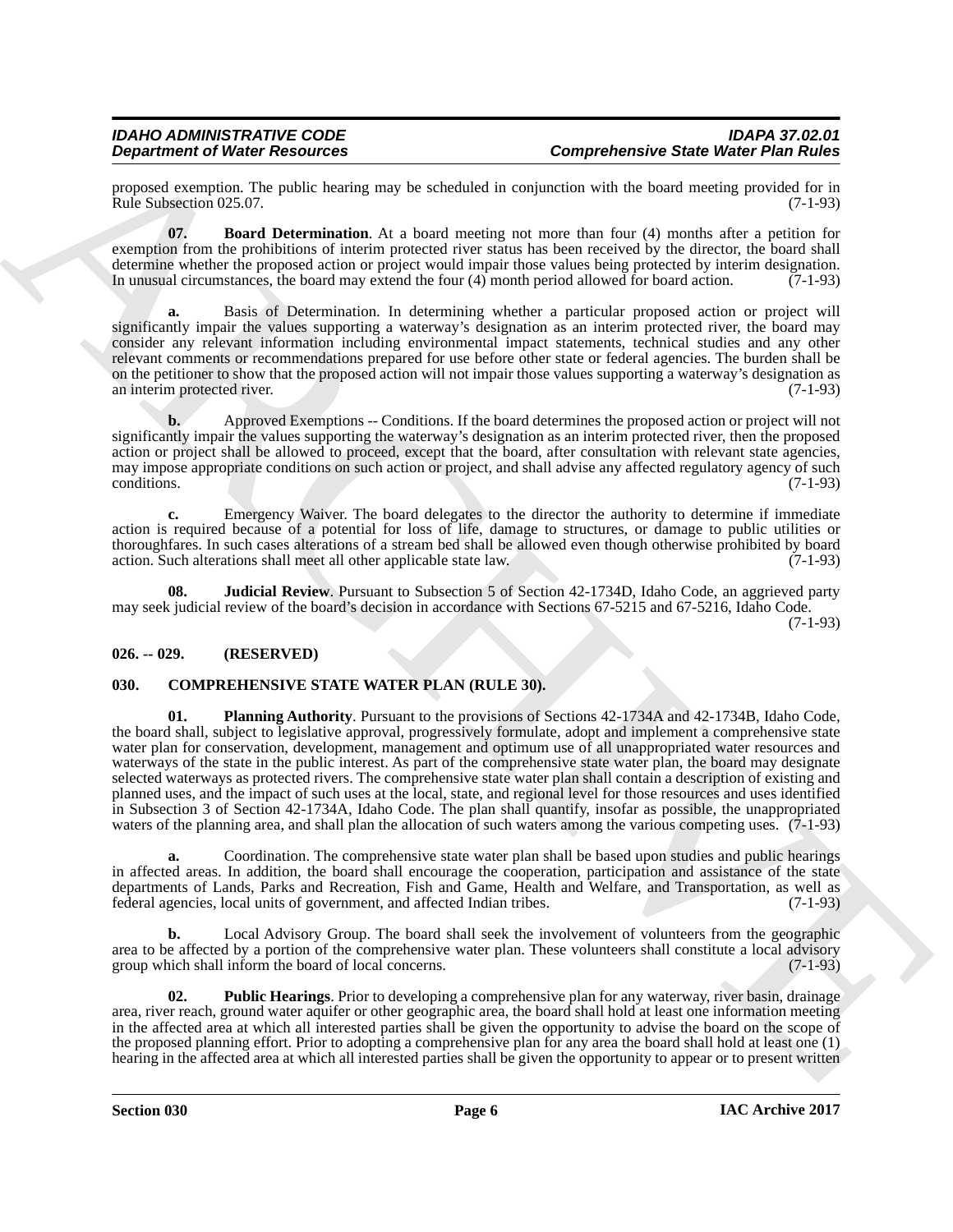proposed exemption. The public hearing may be scheduled in conjunction with the board meeting provided for in Rule Subsection 025.07. (7-1-93)

**07. Board Determination**. At a board meeting not more than four (4) months after a petition for exemption from the prohibitions of interim protected river status has been received by the director, the board shall determine whether the proposed action or project would impair those values being protected by interim designation. In unusual circumstances, the board may extend the four (4) month period allowed for board action. (7-1-93)

**a.** Basis of Determination. In determining whether a particular proposed action or project will significantly impair the values supporting a waterway's designation as an interim protected river, the board may consider any relevant information including environmental impact statements, technical studies and any other relevant comments or recommendations prepared for use before other state or federal agencies. The burden shall be on the petitioner to show that the proposed action will not impair those values supporting a waterway's designation as an interim protected river. (7-1-93)

**b.** Approved Exemptions -- Conditions. If the board determines the proposed action or project will not significantly impair the values supporting the waterway's designation as an interim protected river, then the proposed action or project shall be allowed to proceed, except that the board, after consultation with relevant state agencies, may impose appropriate conditions on such action or project, and shall advise any affected regulatory agency of such conditions. (7-1-93)

**c.** Emergency Waiver. The board delegates to the director the authority to determine if immediate action is required because of a potential for loss of life, damage to structures, or damage to public utilities or thoroughfares. In such cases alterations of a stream bed shall be allowed even though otherwise prohibited by board action. Such alterations shall meet all other applicable state law. (7-1-93)

**08. Judicial Review**. Pursuant to Subsection 5 of Section 42-1734D, Idaho Code, an aggrieved party may seek judicial review of the board's decision in accordance with Sections 67-5215 and 67-5216, Idaho Code. (7-1-93)

## 026. -- 029. (RESERVED)

## 030. COMPREHENSIVE STATE WATER PLAN (RULE 30).

**01. Planning Authority**. Pursuant to the provisions of Sections 42-1734A and 42-1734B, Idaho Code, the board shall, subject to legislative approval, progressively formulate, adopt and implement a comprehensive state water plan for conservation, development, management and optimum use of all unappropriated water resources and waterways of the state in the public interest. As part of the comprehensive state water plan, the board may designate selected waterways as protected rivers. The comprehensive state water plan shall contain a description of existing and planned uses, and the impact of such uses at the local, state, and regional level for those resources and uses identified in Subsection 3 of Section 42-1734A, Idaho Code. The plan shall quantify, insofar as possible, the unappropriated waters of the planning area, and shall plan the allocation of such waters among the various competing uses. (7-1-93)

**a.** Coordination. The comprehensive state water plan shall be based upon studies and public hearings in affected areas. In addition, the board shall encourage the cooperation, participation and assistance of the state departments of Lands, Parks and Recreation, Fish and Game, Health and Welfare, and Transportation, as well as federal agencies, local units of government, and affected Indian tribes. (7-1-93)

**b.** Local Advisory Group. The board shall seek the involvement of volunteers from the geographic area to be affected by a portion of the comprehensive water plan. These volunteers shall constitute a local advisory group which shall inform the board of local concerns. (7-1-93)

**02. Public Hearings**. Prior to developing a comprehensive plan for any waterway, river basin, drainage area, river reach, ground water aquifer or other geographic area, the board shall hold at least one information meeting in the affected area at which all interested parties shall be given the opportunity to advise the board on the scope of the proposed planning effort. Prior to adopting a comprehensive plan for any area the board shall hold at least one (1) hearing in the affected area at which all interested parties shall be given the opportunity to appear or to present written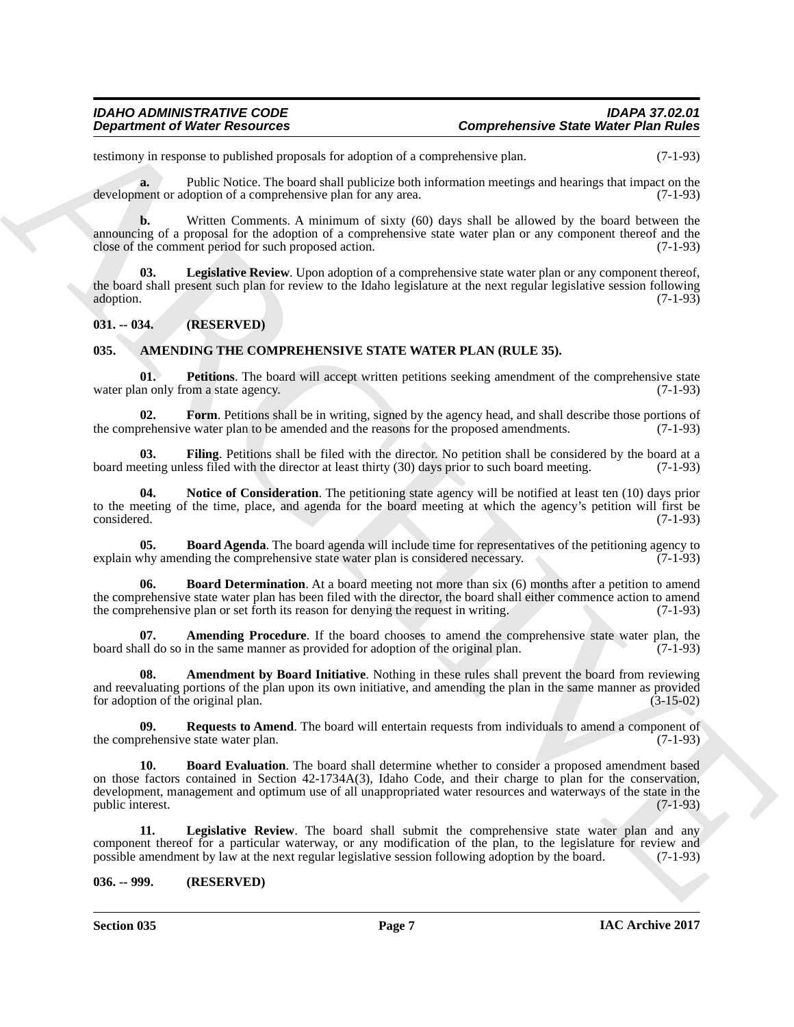testimony in response to published proposals for adoption of a comprehensive plan. (7-1-93)

**a.** Public Notice. The board shall publicize both information meetings and hearings that impact on the development or adoption of a comprehensive plan for any area. (7-1-93)

**b.** Written Comments. A minimum of sixty (60) days shall be allowed by the board between the announcing of a proposal for the adoption of a comprehensive state water plan or any component thereof and the close of the comment period for such proposed action. (7-1-93)

**03. Legislative Review**. Upon adoption of a comprehensive state water plan or any component thereof, the board shall present such plan for review to the Idaho legislature at the next regular legislative session following adoption. (7-1-93)

**031. -- 034. (RESERVED)**

**035. AMENDING THE COMPREHENSIVE STATE WATER PLAN (RULE 35).**

**01. Petitions**. The board will accept written petitions seeking amendment of the comprehensive state water plan only from a state agency. (7-1-93)

**02. Form**. Petitions shall be in writing, signed by the agency head, and shall describe those portions of the comprehensive water plan to be amended and the reasons for the proposed amendments. (7-1-93)

**03. Filing**. Petitions shall be filed with the director. No petition shall be considered by the board at a board meeting unless filed with the director at least thirty (30) days prior to such board meeting. (7-1-93)

**04. Notice of Consideration**. The petitioning state agency will be notified at least ten (10) days prior to the meeting of the time, place, and agenda for the board meeting at which the agency's petition will first be considered. (7-1-93)

**05. Board Agenda**. The board agenda will include time for representatives of the petitioning agency to explain why amending the comprehensive state water plan is considered necessary. (7-1-93)

**06. Board Determination**. At a board meeting not more than six (6) months after a petition to amend the comprehensive state water plan has been filed with the director, the board shall either commence action to amend the comprehensive plan or set forth its reason for denying the request in writing. (7-1-93)

**07. Amending Procedure**. If the board chooses to amend the comprehensive state water plan, the board shall do so in the same manner as provided for adoption of the original plan. (7-1-93)

**08. Amendment by Board Initiative**. Nothing in these rules shall prevent the board from reviewing and reevaluating portions of the plan upon its own initiative, and amending the plan in the same manner as provided for adoption of the original plan. (3-15-02)

**09. Requests to Amend**. The board will entertain requests from individuals to amend a component of the comprehensive state water plan. (7-1-93)

**10. Board Evaluation**. The board shall determine whether to consider a proposed amendment based on those factors contained in Section 42-1734A(3), Idaho Code, and their charge to plan for the conservation, development, management and optimum use of all unappropriated water resources and waterways of the state in the public interest. (7-1-93)

**11. Legislative Review**. The board shall submit the comprehensive state water plan and any component thereof for a particular waterway, or any modification of the plan, to the legislature for review and possible amendment by law at the next regular legislative session following adoption by the board. (7-1-93)

**036. -- 999. (RESERVED)**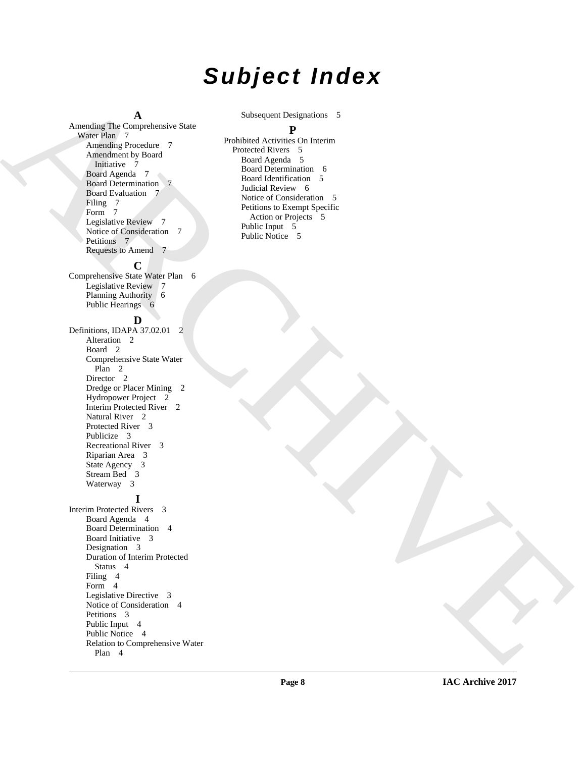# *Subject Index*

## A

Amending The Comprehensive State Water Plan 7
- Amending Procedure 7
- Amendment by Board Initiative 7
- Board Agenda 7
- Board Determination 7
- Board Evaluation 7
- Filing 7
- Form 7
- Legislative Review 7
- Notice of Consideration 7
- Petitions 7
- Requests to Amend 7

## C

Comprehensive State Water Plan 6
- Legislative Review 7
- Planning Authority 6
- Public Hearings 6

## D

Definitions, IDAPA 37.02.01 2
- Alteration 2
- Board 2
- Comprehensive State Water Plan 2
- Director 2
- Dredge or Placer Mining 2
- Hydropower Project 2
- Interim Protected River 2
- Natural River 2
- Protected River 3
- Publicize 3
- Recreational River 3
- Riparian Area 3
- State Agency 3
- Stream Bed 3
- Waterway 3

## I

Interim Protected Rivers 3
- Board Agenda 4
- Board Determination 4
- Board Initiative 3
- Designation 3
- Duration of Interim Protected Status 4
- Filing 4
- Form 4
- Legislative Directive 3
- Notice of Consideration 4
- Petitions 3
- Public Input 4
- Public Notice 4
- Relation to Comprehensive Water Plan 4
- Subsequent Designations 5

## P

Prohibited Activities On Interim Protected Rivers 5
- Board Agenda 5
- Board Determination 6
- Board Identification 5
- Judicial Review 6
- Notice of Consideration 5
- Petitions to Exempt Specific Action or Projects 5
- Public Input 5
- Public Notice 5